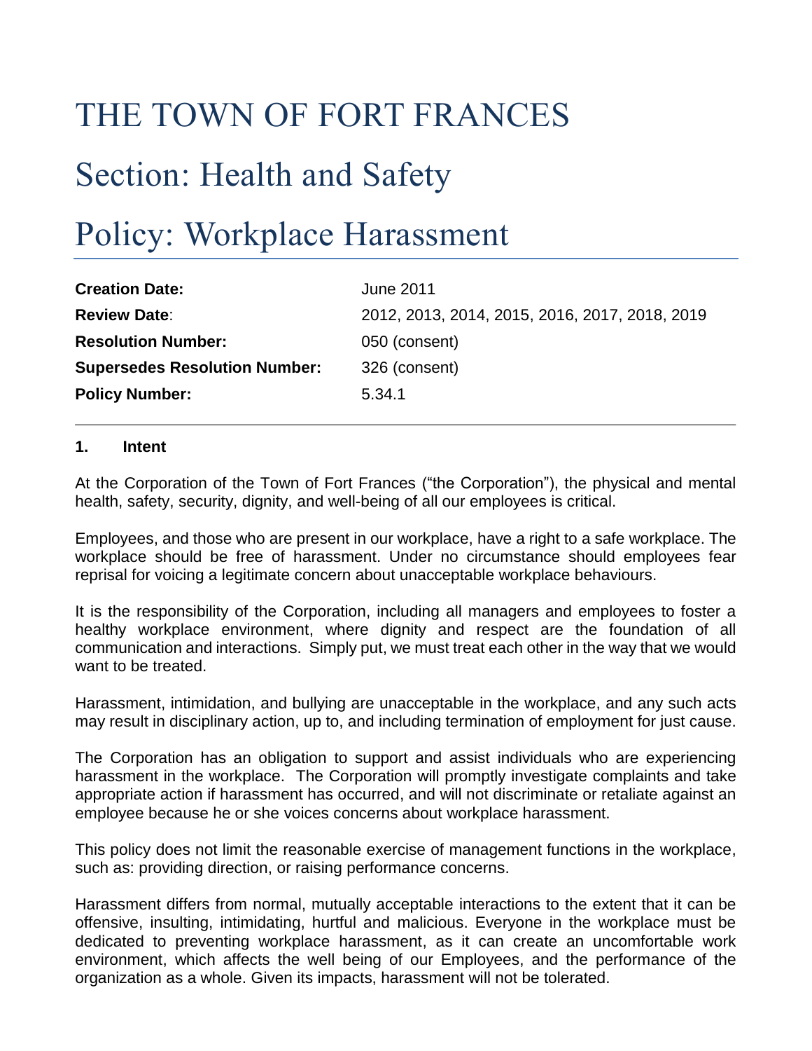# THE TOWN OF FORT FRANCES

# Section: Health and Safety

# Policy: Workplace Harassment

| | |
|---|---|
| **Creation Date:** | June 2011 |
| **Review Date**: | 2012, 2013, 2014, 2015, 2016, 2017, 2018, 2019 |
| **Resolution Number:** | 050 (consent) |
| **Supersedes Resolution Number:** | 326 (consent) |
| **Policy Number:** | 5.34.1 |

---

## 1. Intent

At the Corporation of the Town of Fort Frances ("the Corporation"), the physical and mental health, safety, security, dignity, and well-being of all our employees is critical.

Employees, and those who are present in our workplace, have a right to a safe workplace. The workplace should be free of harassment. Under no circumstance should employees fear reprisal for voicing a legitimate concern about unacceptable workplace behaviours.

It is the responsibility of the Corporation, including all managers and employees to foster a healthy workplace environment, where dignity and respect are the foundation of all communication and interactions. Simply put, we must treat each other in the way that we would want to be treated.

Harassment, intimidation, and bullying are unacceptable in the workplace, and any such acts may result in disciplinary action, up to, and including termination of employment for just cause.

The Corporation has an obligation to support and assist individuals who are experiencing harassment in the workplace. The Corporation will promptly investigate complaints and take appropriate action if harassment has occurred, and will not discriminate or retaliate against an employee because he or she voices concerns about workplace harassment.

This policy does not limit the reasonable exercise of management functions in the workplace, such as: providing direction, or raising performance concerns.

Harassment differs from normal, mutually acceptable interactions to the extent that it can be offensive, insulting, intimidating, hurtful and malicious. Everyone in the workplace must be dedicated to preventing workplace harassment, as it can create an uncomfortable work environment, which affects the well being of our Employees, and the performance of the organization as a whole. Given its impacts, harassment will not be tolerated.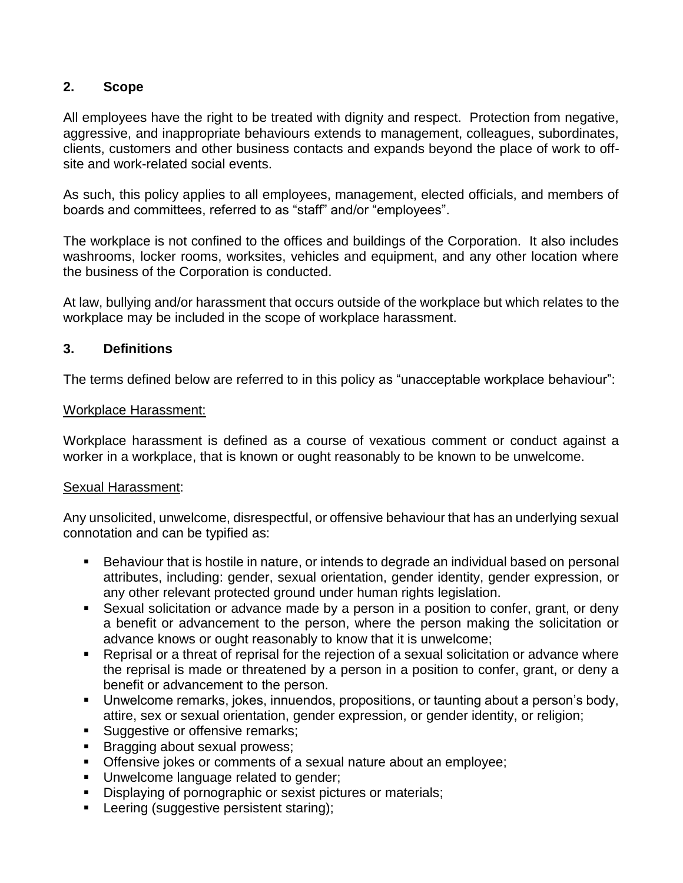## 2. Scope

All employees have the right to be treated with dignity and respect. Protection from negative, aggressive, and inappropriate behaviours extends to management, colleagues, subordinates, clients, customers and other business contacts and expands beyond the place of work to off-site and work-related social events.

As such, this policy applies to all employees, management, elected officials, and members of boards and committees, referred to as "staff" and/or "employees".

The workplace is not confined to the offices and buildings of the Corporation. It also includes washrooms, locker rooms, worksites, vehicles and equipment, and any other location where the business of the Corporation is conducted.

At law, bullying and/or harassment that occurs outside of the workplace but which relates to the workplace may be included in the scope of workplace harassment.

## 3. Definitions

The terms defined below are referred to in this policy as "unacceptable workplace behaviour":

<u>Workplace Harassment:</u>

Workplace harassment is defined as a course of vexatious comment or conduct against a worker in a workplace, that is known or ought reasonably to be known to be unwelcome.

<u>Sexual Harassment</u>:

Any unsolicited, unwelcome, disrespectful, or offensive behaviour that has an underlying sexual connotation and can be typified as:

- Behaviour that is hostile in nature, or intends to degrade an individual based on personal attributes, including: gender, sexual orientation, gender identity, gender expression, or any other relevant protected ground under human rights legislation.
- Sexual solicitation or advance made by a person in a position to confer, grant, or deny a benefit or advancement to the person, where the person making the solicitation or advance knows or ought reasonably to know that it is unwelcome;
- Reprisal or a threat of reprisal for the rejection of a sexual solicitation or advance where the reprisal is made or threatened by a person in a position to confer, grant, or deny a benefit or advancement to the person.
- Unwelcome remarks, jokes, innuendos, propositions, or taunting about a person's body, attire, sex or sexual orientation, gender expression, or gender identity, or religion;
- Suggestive or offensive remarks;
- Bragging about sexual prowess;
- Offensive jokes or comments of a sexual nature about an employee;
- Unwelcome language related to gender;
- Displaying of pornographic or sexist pictures or materials;
- Leering (suggestive persistent staring);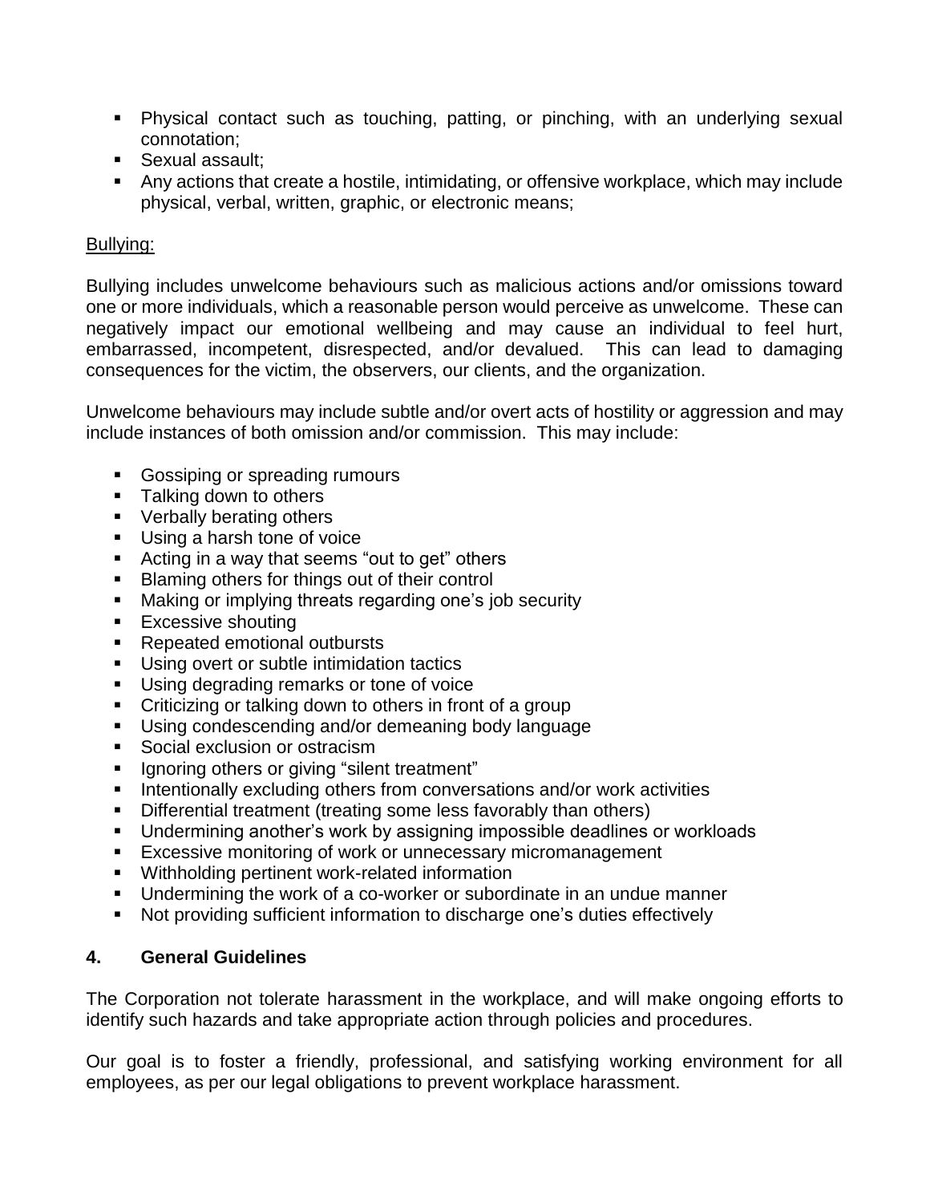- Physical contact such as touching, patting, or pinching, with an underlying sexual connotation;
- Sexual assault;
- Any actions that create a hostile, intimidating, or offensive workplace, which may include physical, verbal, written, graphic, or electronic means;

Bullying:

Bullying includes unwelcome behaviours such as malicious actions and/or omissions toward one or more individuals, which a reasonable person would perceive as unwelcome. These can negatively impact our emotional wellbeing and may cause an individual to feel hurt, embarrassed, incompetent, disrespected, and/or devalued. This can lead to damaging consequences for the victim, the observers, our clients, and the organization.

Unwelcome behaviours may include subtle and/or overt acts of hostility or aggression and may include instances of both omission and/or commission. This may include:

- Gossiping or spreading rumours
- Talking down to others
- Verbally berating others
- Using a harsh tone of voice
- Acting in a way that seems "out to get" others
- Blaming others for things out of their control
- Making or implying threats regarding one's job security
- Excessive shouting
- Repeated emotional outbursts
- Using overt or subtle intimidation tactics
- Using degrading remarks or tone of voice
- Criticizing or talking down to others in front of a group
- Using condescending and/or demeaning body language
- Social exclusion or ostracism
- Ignoring others or giving "silent treatment"
- Intentionally excluding others from conversations and/or work activities
- Differential treatment (treating some less favorably than others)
- Undermining another's work by assigning impossible deadlines or workloads
- Excessive monitoring of work or unnecessary micromanagement
- Withholding pertinent work-related information
- Undermining the work of a co-worker or subordinate in an undue manner
- Not providing sufficient information to discharge one's duties effectively

## 4. General Guidelines

The Corporation not tolerate harassment in the workplace, and will make ongoing efforts to identify such hazards and take appropriate action through policies and procedures.

Our goal is to foster a friendly, professional, and satisfying working environment for all employees, as per our legal obligations to prevent workplace harassment.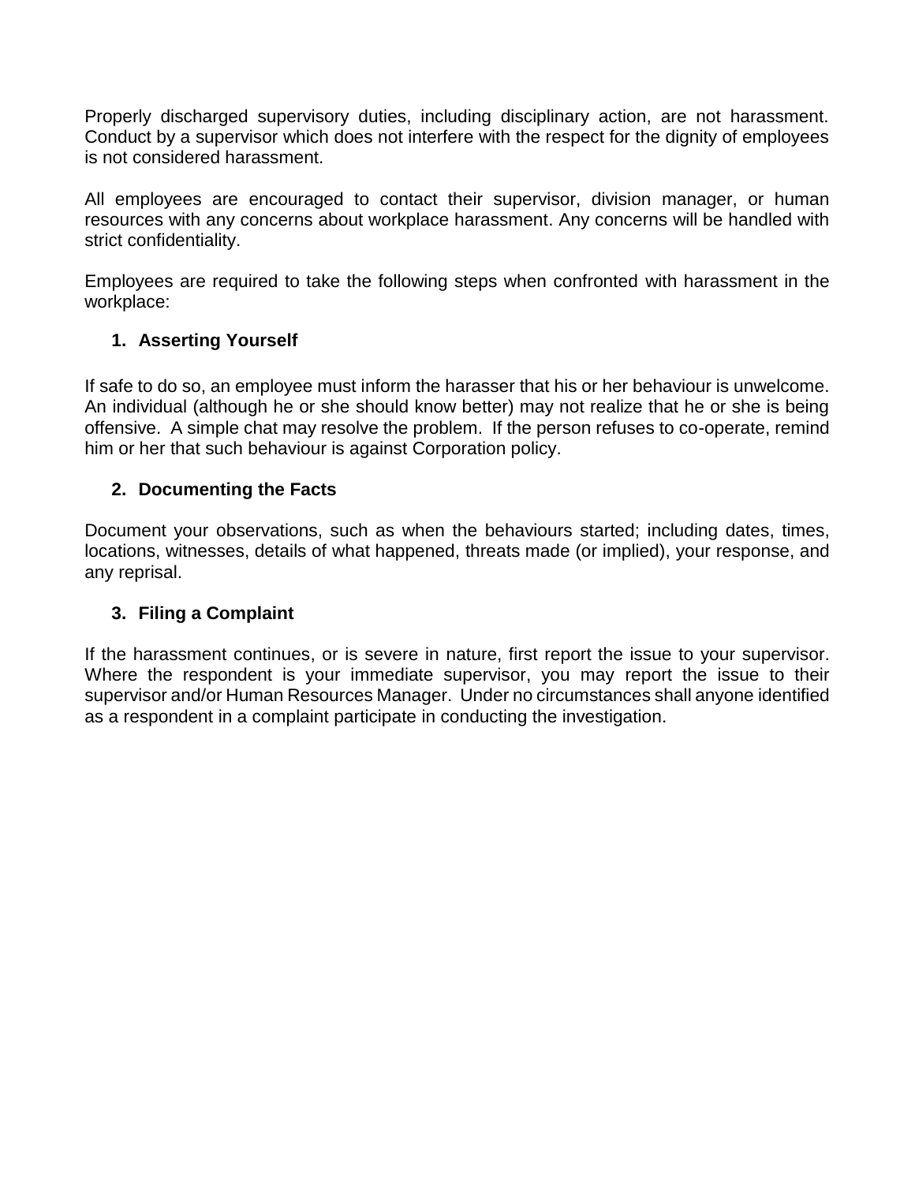Properly discharged supervisory duties, including disciplinary action, are not harassment. Conduct by a supervisor which does not interfere with the respect for the dignity of employees is not considered harassment.

All employees are encouraged to contact their supervisor, division manager, or human resources with any concerns about workplace harassment. Any concerns will be handled with strict confidentiality.

Employees are required to take the following steps when confronted with harassment in the workplace:

1. **Asserting Yourself**

If safe to do so, an employee must inform the harasser that his or her behaviour is unwelcome. An individual (although he or she should know better) may not realize that he or she is being offensive. A simple chat may resolve the problem. If the person refuses to co-operate, remind him or her that such behaviour is against Corporation policy.

2. **Documenting the Facts**

Document your observations, such as when the behaviours started; including dates, times, locations, witnesses, details of what happened, threats made (or implied), your response, and any reprisal.

3. **Filing a Complaint**

If the harassment continues, or is severe in nature, first report the issue to your supervisor. Where the respondent is your immediate supervisor, you may report the issue to their supervisor and/or Human Resources Manager. Under no circumstances shall anyone identified as a respondent in a complaint participate in conducting the investigation.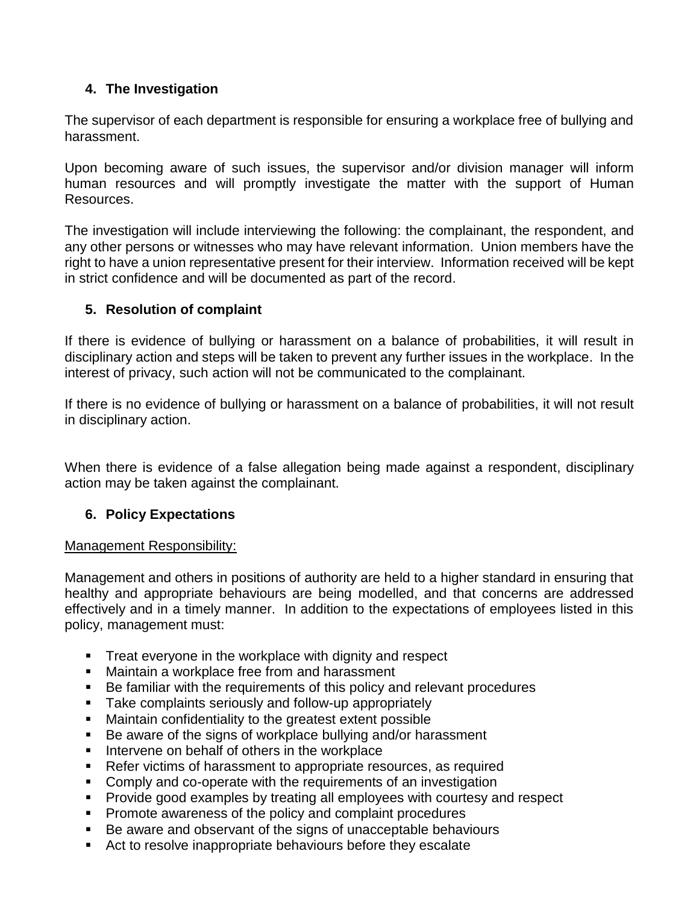## 4. The Investigation

The supervisor of each department is responsible for ensuring a workplace free of bullying and harassment.

Upon becoming aware of such issues, the supervisor and/or division manager will inform human resources and will promptly investigate the matter with the support of Human Resources.

The investigation will include interviewing the following: the complainant, the respondent, and any other persons or witnesses who may have relevant information. Union members have the right to have a union representative present for their interview. Information received will be kept in strict confidence and will be documented as part of the record.

## 5. Resolution of complaint

If there is evidence of bullying or harassment on a balance of probabilities, it will result in disciplinary action and steps will be taken to prevent any further issues in the workplace. In the interest of privacy, such action will not be communicated to the complainant.

If there is no evidence of bullying or harassment on a balance of probabilities, it will not result in disciplinary action.

When there is evidence of a false allegation being made against a respondent, disciplinary action may be taken against the complainant.

## 6. Policy Expectations

Management Responsibility:

Management and others in positions of authority are held to a higher standard in ensuring that healthy and appropriate behaviours are being modelled, and that concerns are addressed effectively and in a timely manner. In addition to the expectations of employees listed in this policy, management must:

- Treat everyone in the workplace with dignity and respect
- Maintain a workplace free from and harassment
- Be familiar with the requirements of this policy and relevant procedures
- Take complaints seriously and follow-up appropriately
- Maintain confidentiality to the greatest extent possible
- Be aware of the signs of workplace bullying and/or harassment
- Intervene on behalf of others in the workplace
- Refer victims of harassment to appropriate resources, as required
- Comply and co-operate with the requirements of an investigation
- Provide good examples by treating all employees with courtesy and respect
- Promote awareness of the policy and complaint procedures
- Be aware and observant of the signs of unacceptable behaviours
- Act to resolve inappropriate behaviours before they escalate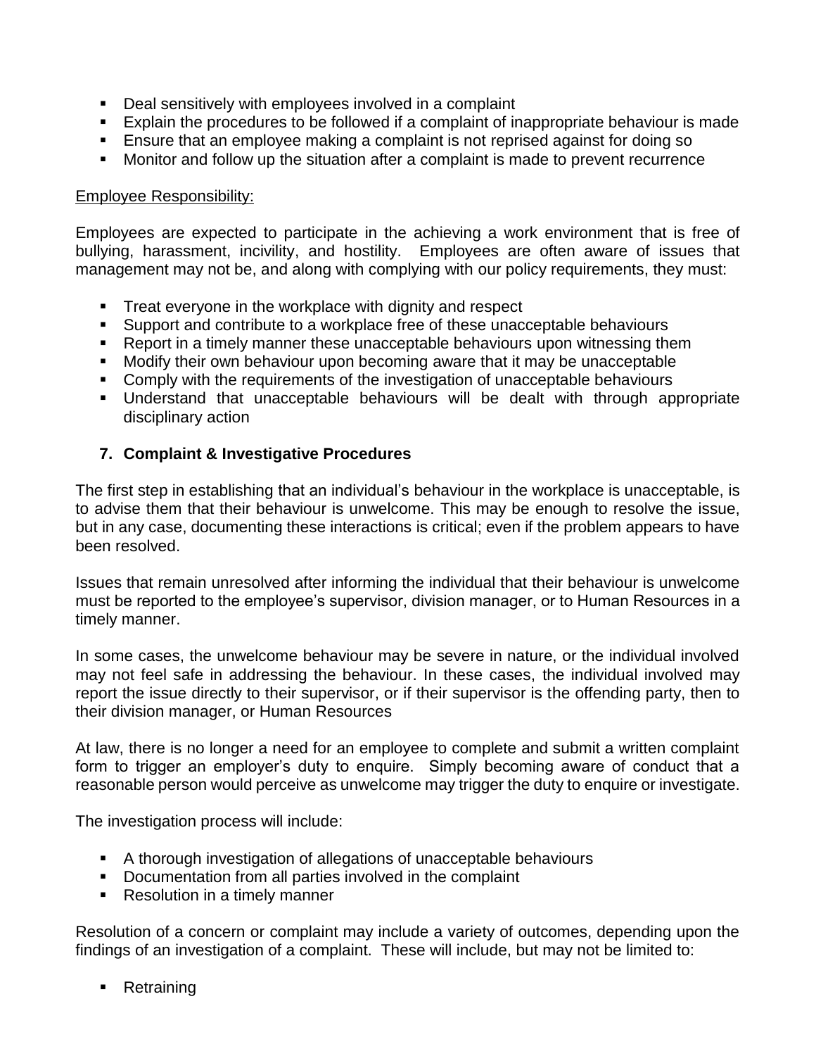- Deal sensitively with employees involved in a complaint
- Explain the procedures to be followed if a complaint of inappropriate behaviour is made
- Ensure that an employee making a complaint is not reprised against for doing so
- Monitor and follow up the situation after a complaint is made to prevent recurrence

<u>Employee Responsibility:</u>

Employees are expected to participate in the achieving a work environment that is free of bullying, harassment, incivility, and hostility. Employees are often aware of issues that management may not be, and along with complying with our policy requirements, they must:

- Treat everyone in the workplace with dignity and respect
- Support and contribute to a workplace free of these unacceptable behaviours
- Report in a timely manner these unacceptable behaviours upon witnessing them
- Modify their own behaviour upon becoming aware that it may be unacceptable
- Comply with the requirements of the investigation of unacceptable behaviours
- Understand that unacceptable behaviours will be dealt with through appropriate disciplinary action

## 7. Complaint & Investigative Procedures

The first step in establishing that an individual's behaviour in the workplace is unacceptable, is to advise them that their behaviour is unwelcome. This may be enough to resolve the issue, but in any case, documenting these interactions is critical; even if the problem appears to have been resolved.

Issues that remain unresolved after informing the individual that their behaviour is unwelcome must be reported to the employee's supervisor, division manager, or to Human Resources in a timely manner.

In some cases, the unwelcome behaviour may be severe in nature, or the individual involved may not feel safe in addressing the behaviour. In these cases, the individual involved may report the issue directly to their supervisor, or if their supervisor is the offending party, then to their division manager, or Human Resources

At law, there is no longer a need for an employee to complete and submit a written complaint form to trigger an employer's duty to enquire. Simply becoming aware of conduct that a reasonable person would perceive as unwelcome may trigger the duty to enquire or investigate.

The investigation process will include:

- A thorough investigation of allegations of unacceptable behaviours
- Documentation from all parties involved in the complaint
- Resolution in a timely manner

Resolution of a concern or complaint may include a variety of outcomes, depending upon the findings of an investigation of a complaint. These will include, but may not be limited to:

- Retraining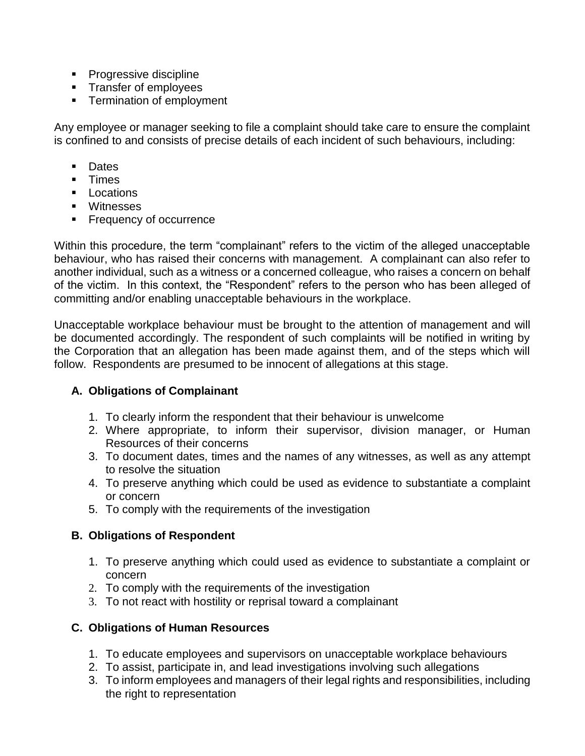- Progressive discipline
- Transfer of employees
- Termination of employment

Any employee or manager seeking to file a complaint should take care to ensure the complaint is confined to and consists of precise details of each incident of such behaviours, including:

- Dates
- Times
- Locations
- Witnesses
- Frequency of occurrence

Within this procedure, the term "complainant" refers to the victim of the alleged unacceptable behaviour, who has raised their concerns with management. A complainant can also refer to another individual, such as a witness or a concerned colleague, who raises a concern on behalf of the victim. In this context, the "Respondent" refers to the person who has been alleged of committing and/or enabling unacceptable behaviours in the workplace.

Unacceptable workplace behaviour must be brought to the attention of management and will be documented accordingly. The respondent of such complaints will be notified in writing by the Corporation that an allegation has been made against them, and of the steps which will follow. Respondents are presumed to be innocent of allegations at this stage.

### A. Obligations of Complainant

1. To clearly inform the respondent that their behaviour is unwelcome
2. Where appropriate, to inform their supervisor, division manager, or Human Resources of their concerns
3. To document dates, times and the names of any witnesses, as well as any attempt to resolve the situation
4. To preserve anything which could be used as evidence to substantiate a complaint or concern
5. To comply with the requirements of the investigation

### B. Obligations of Respondent

1. To preserve anything which could used as evidence to substantiate a complaint or concern
2. To comply with the requirements of the investigation
3. To not react with hostility or reprisal toward a complainant

### C. Obligations of Human Resources

1. To educate employees and supervisors on unacceptable workplace behaviours
2. To assist, participate in, and lead investigations involving such allegations
3. To inform employees and managers of their legal rights and responsibilities, including the right to representation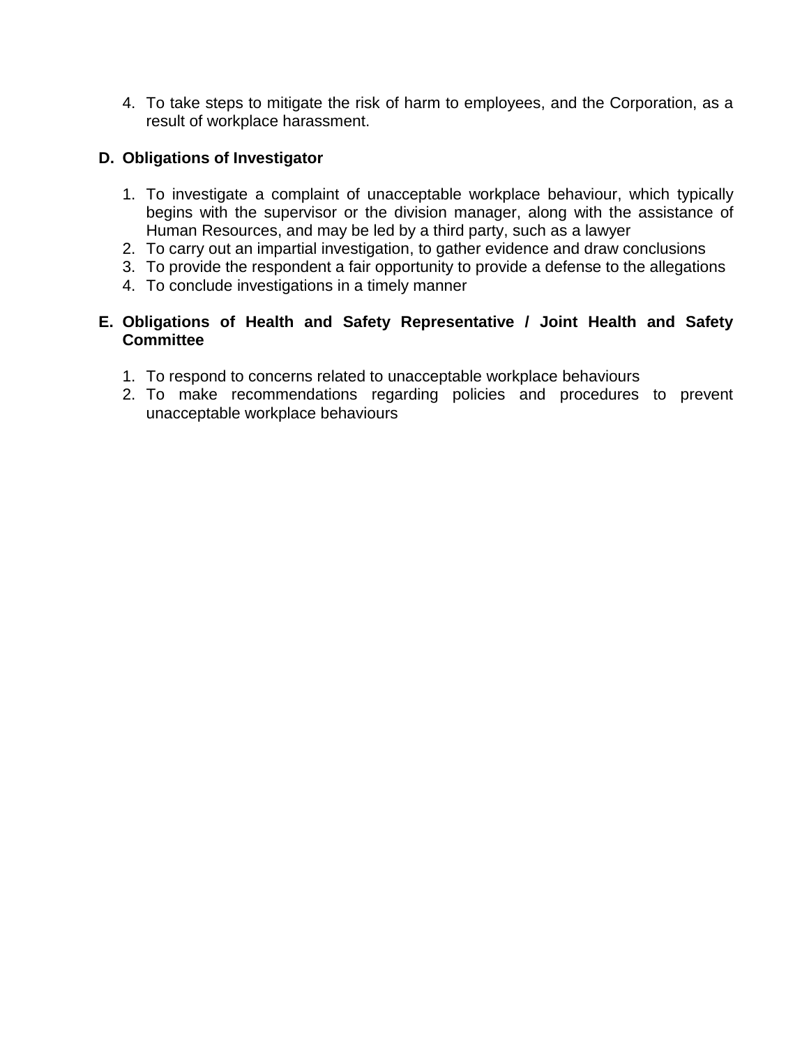4. To take steps to mitigate the risk of harm to employees, and the Corporation, as a result of workplace harassment.

**D. Obligations of Investigator**

1. To investigate a complaint of unacceptable workplace behaviour, which typically begins with the supervisor or the division manager, along with the assistance of Human Resources, and may be led by a third party, such as a lawyer
2. To carry out an impartial investigation, to gather evidence and draw conclusions
3. To provide the respondent a fair opportunity to provide a defense to the allegations
4. To conclude investigations in a timely manner

**E. Obligations of Health and Safety Representative / Joint Health and Safety Committee**

1. To respond to concerns related to unacceptable workplace behaviours
2. To make recommendations regarding policies and procedures to prevent unacceptable workplace behaviours